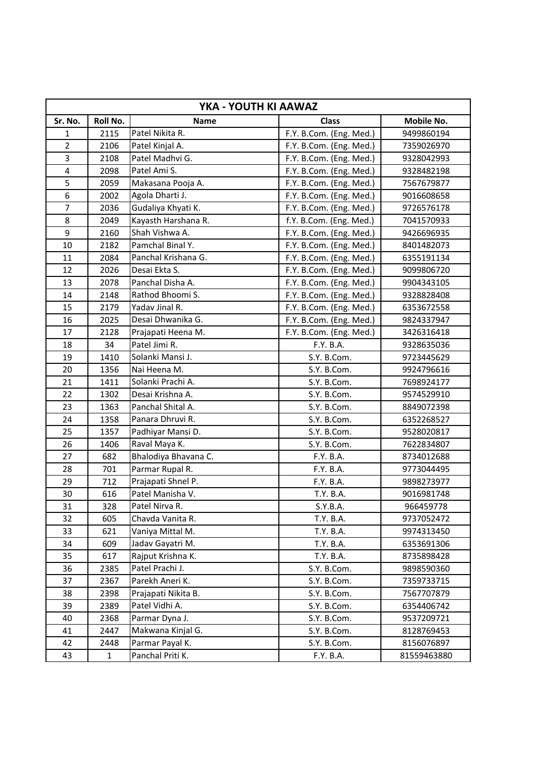| YKA - YOUTH KI AAWAZ | | | | |
|---|---|---|---|---|
| Sr. No. | Roll No. | Name | Class | Mobile No. |
| 1 | 2115 | Patel Nikita R. | F.Y. B.Com. (Eng. Med.) | 9499860194 |
| 2 | 2106 | Patel Kinjal A. | F.Y. B.Com. (Eng. Med.) | 7359026970 |
| 3 | 2108 | Patel Madhvi G. | F.Y. B.Com. (Eng. Med.) | 9328042993 |
| 4 | 2098 | Patel Ami S. | F.Y. B.Com. (Eng. Med.) | 9328482198 |
| 5 | 2059 | Makasana Pooja A. | F.Y. B.Com. (Eng. Med.) | 7567679877 |
| 6 | 2002 | Agola Dharti J. | F.Y. B.Com. (Eng. Med.) | 9016608658 |
| 7 | 2036 | Gudaliya Khyati K. | F.Y. B.Com. (Eng. Med.) | 9726576178 |
| 8 | 2049 | Kayasth Harshana R. | f.Y. B.Com. (Eng. Med.) | 7041570933 |
| 9 | 2160 | Shah Vishwa A. | F.Y. B.Com. (Eng. Med.) | 9426696935 |
| 10 | 2182 | Pamchal Binal Y. | F.Y. B.Com. (Eng. Med.) | 8401482073 |
| 11 | 2084 | Panchal Krishana G. | F.Y. B.Com. (Eng. Med.) | 6355191134 |
| 12 | 2026 | Desai Ekta S. | F.Y. B.Com. (Eng. Med.) | 9099806720 |
| 13 | 2078 | Panchal Disha A. | F.Y. B.Com. (Eng. Med.) | 9904343105 |
| 14 | 2148 | Rathod Bhoomi S. | F.Y. B.Com. (Eng. Med.) | 9328828408 |
| 15 | 2179 | Yadav Jinal R. | F.Y. B.Com. (Eng. Med.) | 6353672558 |
| 16 | 2025 | Desai Dhwanika G. | F.Y. B.Com. (Eng. Med.) | 9824337947 |
| 17 | 2128 | Prajapati Heena M. | F.Y. B.Com. (Eng. Med.) | 3426316418 |
| 18 | 34 | Patel Jimi R. | F.Y. B.A. | 9328635036 |
| 19 | 1410 | Solanki Mansi J. | S.Y. B.Com. | 9723445629 |
| 20 | 1356 | Nai Heena M. | S.Y. B.Com. | 9924796616 |
| 21 | 1411 | Solanki Prachi A. | S.Y. B.Com. | 7698924177 |
| 22 | 1302 | Desai Krishna A. | S.Y. B.Com. | 9574529910 |
| 23 | 1363 | Panchal Shital A. | S.Y. B.Com. | 8849072398 |
| 24 | 1358 | Panara Dhruvi R. | S.Y. B.Com. | 6352268527 |
| 25 | 1357 | Padhiyar Mansi D. | S.Y. B.Com. | 9528020817 |
| 26 | 1406 | Raval Maya K. | S.Y. B.Com. | 7622834807 |
| 27 | 682 | Bhalodiya Bhavana C. | F.Y. B.A. | 8734012688 |
| 28 | 701 | Parmar Rupal R. | F.Y. B.A. | 9773044495 |
| 29 | 712 | Prajapati Shnel P. | F.Y. B.A. | 9898273977 |
| 30 | 616 | Patel Manisha V. | T.Y. B.A. | 9016981748 |
| 31 | 328 | Patel Nirva R. | S.Y.B.A. | 966459778 |
| 32 | 605 | Chavda Vanita R. | T.Y. B.A. | 9737052472 |
| 33 | 621 | Vaniya Mittal M. | T.Y. B.A. | 9974313450 |
| 34 | 609 | Jadav Gayatri M. | T.Y. B.A. | 6353691306 |
| 35 | 617 | Rajput Krishna K. | T.Y. B.A. | 8735898428 |
| 36 | 2385 | Patel Prachi J. | S.Y. B.Com. | 9898590360 |
| 37 | 2367 | Parekh Aneri K. | S.Y. B.Com. | 7359733715 |
| 38 | 2398 | Prajapati Nikita B. | S.Y. B.Com. | 7567707879 |
| 39 | 2389 | Patel Vidhi A. | S.Y. B.Com. | 6354406742 |
| 40 | 2368 | Parmar Dyna J. | S.Y. B.Com. | 9537209721 |
| 41 | 2447 | Makwana Kinjal G. | S.Y. B.Com. | 8128769453 |
| 42 | 2448 | Parmar Payal K. | S.Y. B.Com. | 8156076897 |
| 43 | 1 | Panchal Priti K. | F.Y. B.A. | 81559463880 |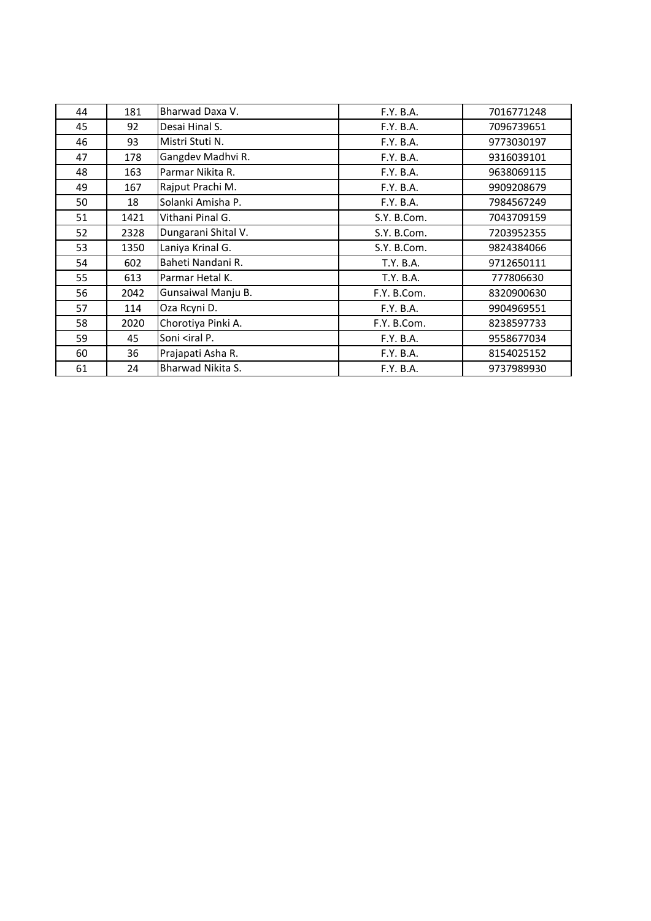| | | | | |
|---|---|---|---|---|
| 44 | 181 | Bharwad Daxa V. | F.Y. B.A. | 7016771248 |
| 45 | 92 | Desai Hinal S. | F.Y. B.A. | 7096739651 |
| 46 | 93 | Mistri Stuti N. | F.Y. B.A. | 9773030197 |
| 47 | 178 | Gangdev Madhvi R. | F.Y. B.A. | 9316039101 |
| 48 | 163 | Parmar Nikita R. | F.Y. B.A. | 9638069115 |
| 49 | 167 | Rajput Prachi M. | F.Y. B.A. | 9909208679 |
| 50 | 18 | Solanki Amisha P. | F.Y. B.A. | 7984567249 |
| 51 | 1421 | Vithani Pinal G. | S.Y. B.Com. | 7043709159 |
| 52 | 2328 | Dungarani Shital V. | S.Y. B.Com. | 7203952355 |
| 53 | 1350 | Laniya Krinal G. | S.Y. B.Com. | 9824384066 |
| 54 | 602 | Baheti Nandani R. | T.Y. B.A. | 9712650111 |
| 55 | 613 | Parmar Hetal K. | T.Y. B.A. | 777806630 |
| 56 | 2042 | Gunsaiwal Manju B. | F.Y. B.Com. | 8320900630 |
| 57 | 114 | Oza Rcyni D. | F.Y. B.A. | 9904969551 |
| 58 | 2020 | Chorotiya Pinki A. | F.Y. B.Com. | 8238597733 |
| 59 | 45 | Soni <iral P. | F.Y. B.A. | 9558677034 |
| 60 | 36 | Prajapati Asha R. | F.Y. B.A. | 8154025152 |
| 61 | 24 | Bharwad Nikita S. | F.Y. B.A. | 9737989930 |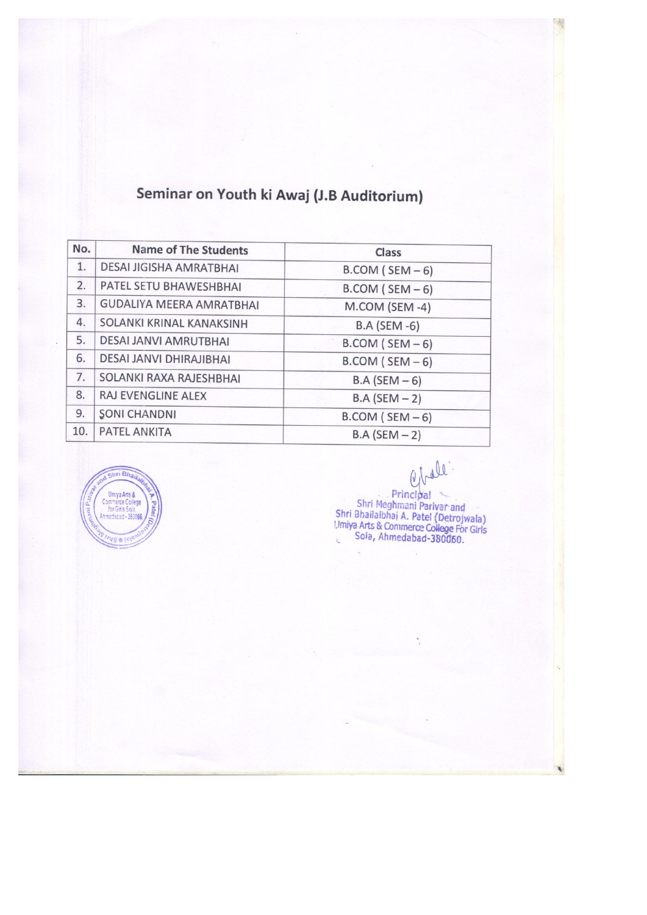## Seminar on Youth ki Awaj (J.B Auditorium)

| No. | Name of The Students | Class |
|---|---|---|
| 1. | DESAI JIGISHA AMRATBHAI | B.COM ( SEM – 6) |
| 2. | PATEL SETU BHAWESHBHAI | B.COM ( SEM – 6) |
| 3. | GUDALIYA MEERA AMRATBHAI | M.COM (SEM -4) |
| 4. | SOLANKI KRINAL KANAKSINH | B.A (SEM -6) |
| 5. | DESAI JANVI AMRUTBHAI | B.COM ( SEM – 6) |
| 6. | DESAI JANVI DHIRAJIBHAI | B.COM ( SEM – 6) |
| 7. | SOLANKI RAXA RAJESHBHAI | B.A (SEM – 6) |
| 8. | RAJ EVENGLINE ALEX | B.A (SEM – 2) |
| 9. | SONI CHANDNI | B.COM ( SEM – 6) |
| 10. | PATEL ANKITA | B.A (SEM – 2) |

Principal
Shri Meghmani Parivar and
Shri Bhailalbhai A. Patel (Detrojwala)
Umiya Arts & Commerce College For Girls
Sola, Ahmedabad-380060.